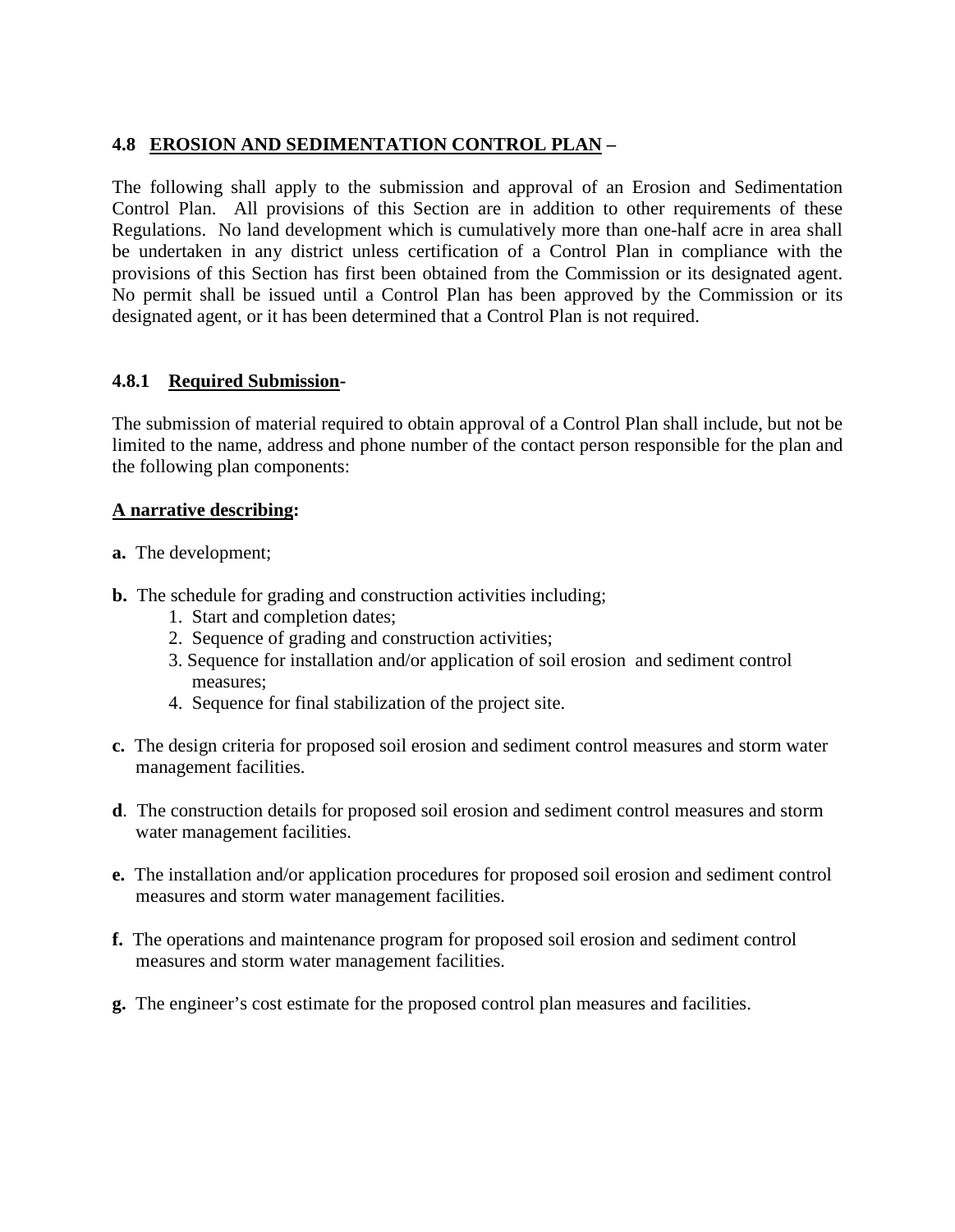## 4.8 EROSION AND SEDIMENTATION CONTROL PLAN –

The following shall apply to the submission and approval of an Erosion and Sedimentation Control Plan. All provisions of this Section are in addition to other requirements of these Regulations. No land development which is cumulatively more than one-half acre in area shall be undertaken in any district unless certification of a Control Plan in compliance with the provisions of this Section has first been obtained from the Commission or its designated agent. No permit shall be issued until a Control Plan has been approved by the Commission or its designated agent, or it has been determined that a Control Plan is not required.

### 4.8.1 Required Submission-

The submission of material required to obtain approval of a Control Plan shall include, but not be limited to the name, address and phone number of the contact person responsible for the plan and the following plan components:

**A narrative describing:**

**a.** The development;

**b.** The schedule for grading and construction activities including;

1. Start and completion dates;
2. Sequence of grading and construction activities;
3. Sequence for installation and/or application of soil erosion and sediment control measures;
4. Sequence for final stabilization of the project site.

**c.** The design criteria for proposed soil erosion and sediment control measures and storm water management facilities.

**d**. The construction details for proposed soil erosion and sediment control measures and storm water management facilities.

**e.** The installation and/or application procedures for proposed soil erosion and sediment control measures and storm water management facilities.

**f.** The operations and maintenance program for proposed soil erosion and sediment control measures and storm water management facilities.

**g.** The engineer's cost estimate for the proposed control plan measures and facilities.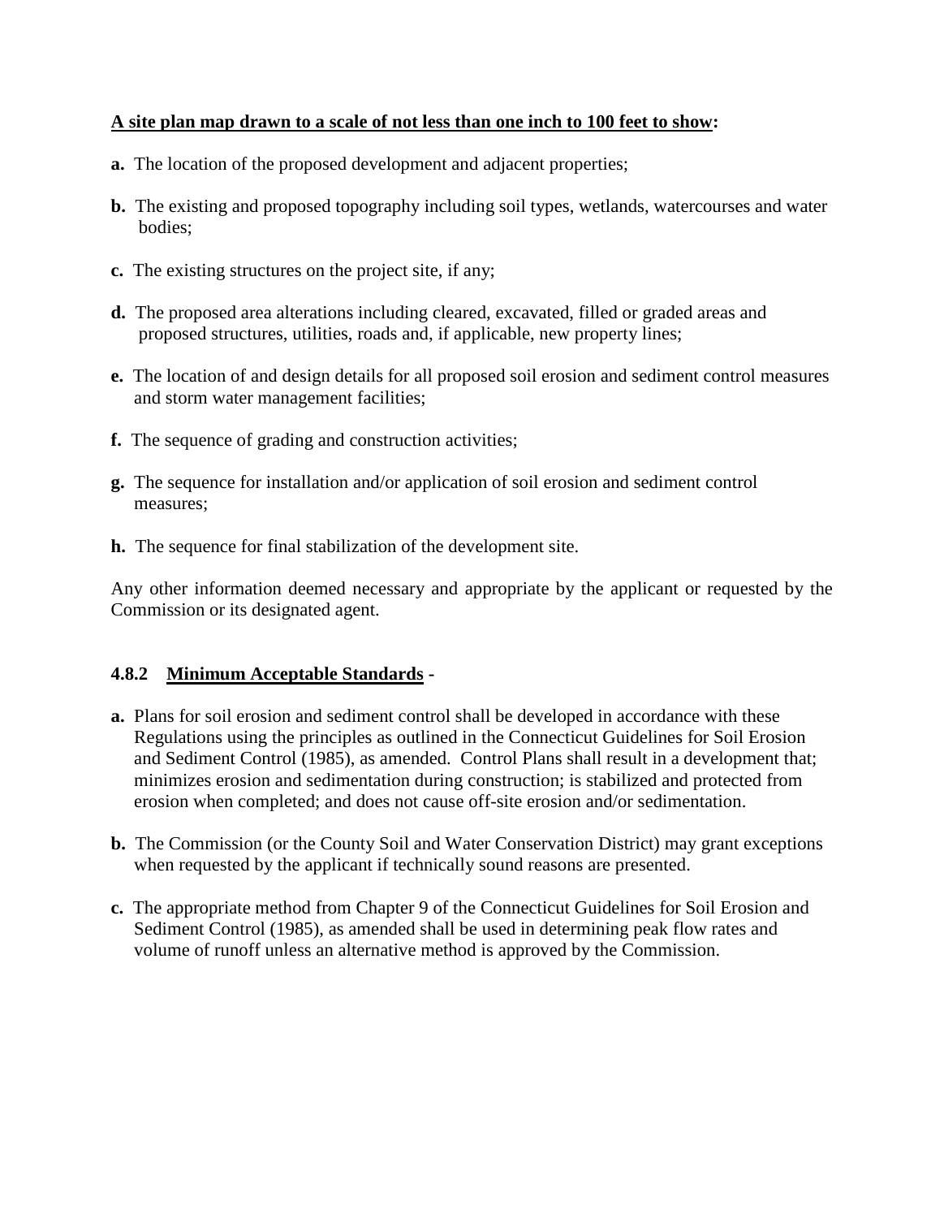**A site plan map drawn to a scale of not less than one inch to 100 feet to show:**

**a.** The location of the proposed development and adjacent properties;

**b.** The existing and proposed topography including soil types, wetlands, watercourses and water bodies;

**c.** The existing structures on the project site, if any;

**d.** The proposed area alterations including cleared, excavated, filled or graded areas and proposed structures, utilities, roads and, if applicable, new property lines;

**e.** The location of and design details for all proposed soil erosion and sediment control measures and storm water management facilities;

**f.** The sequence of grading and construction activities;

**g.** The sequence for installation and/or application of soil erosion and sediment control measures;

**h.** The sequence for final stabilization of the development site.

Any other information deemed necessary and appropriate by the applicant or requested by the Commission or its designated agent.

**4.8.2 Minimum Acceptable Standards -**

**a.** Plans for soil erosion and sediment control shall be developed in accordance with these Regulations using the principles as outlined in the Connecticut Guidelines for Soil Erosion and Sediment Control (1985), as amended. Control Plans shall result in a development that; minimizes erosion and sedimentation during construction; is stabilized and protected from erosion when completed; and does not cause off-site erosion and/or sedimentation.

**b.** The Commission (or the County Soil and Water Conservation District) may grant exceptions when requested by the applicant if technically sound reasons are presented.

**c.** The appropriate method from Chapter 9 of the Connecticut Guidelines for Soil Erosion and Sediment Control (1985), as amended shall be used in determining peak flow rates and volume of runoff unless an alternative method is approved by the Commission.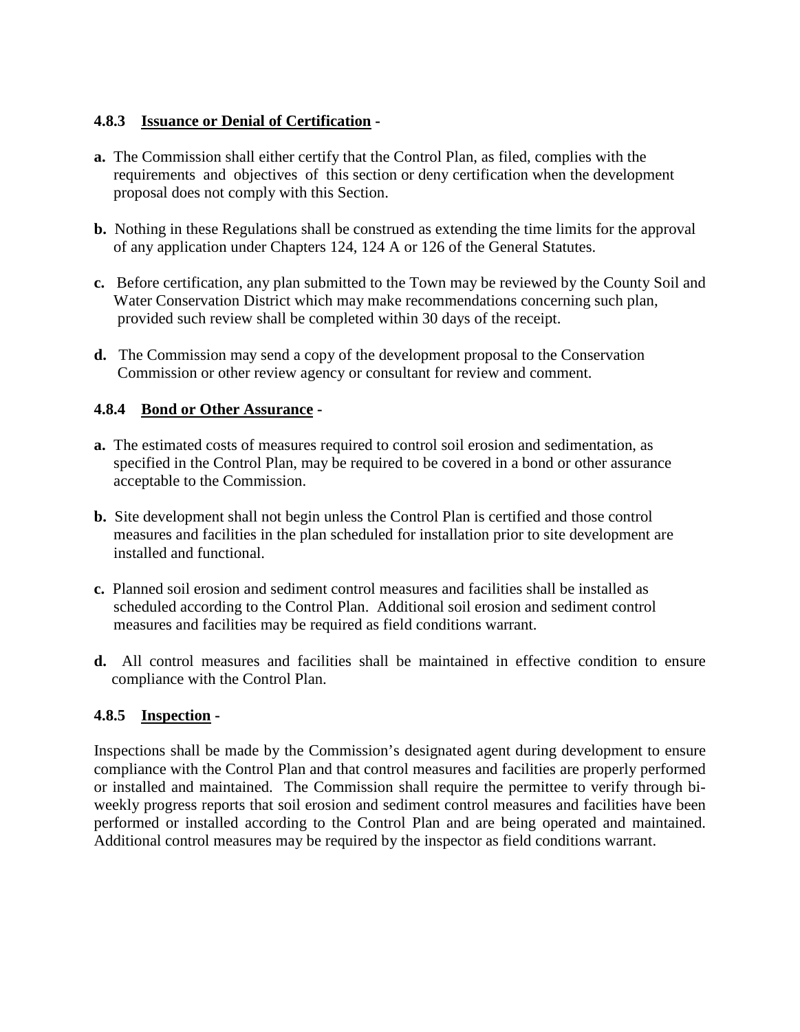### 4.8.3 **Issuance or Denial of Certification** -

**a.** The Commission shall either certify that the Control Plan, as filed, complies with the requirements and objectives of this section or deny certification when the development proposal does not comply with this Section.

**b.** Nothing in these Regulations shall be construed as extending the time limits for the approval of any application under Chapters 124, 124 A or 126 of the General Statutes.

**c.** Before certification, any plan submitted to the Town may be reviewed by the County Soil and Water Conservation District which may make recommendations concerning such plan, provided such review shall be completed within 30 days of the receipt.

**d.** The Commission may send a copy of the development proposal to the Conservation Commission or other review agency or consultant for review and comment.

### 4.8.4 **Bond or Other Assurance** -

**a.** The estimated costs of measures required to control soil erosion and sedimentation, as specified in the Control Plan, may be required to be covered in a bond or other assurance acceptable to the Commission.

**b.** Site development shall not begin unless the Control Plan is certified and those control measures and facilities in the plan scheduled for installation prior to site development are installed and functional.

**c.** Planned soil erosion and sediment control measures and facilities shall be installed as scheduled according to the Control Plan. Additional soil erosion and sediment control measures and facilities may be required as field conditions warrant.

**d.** All control measures and facilities shall be maintained in effective condition to ensure compliance with the Control Plan.

### 4.8.5 **Inspection** -

Inspections shall be made by the Commission's designated agent during development to ensure compliance with the Control Plan and that control measures and facilities are properly performed or installed and maintained. The Commission shall require the permittee to verify through bi-weekly progress reports that soil erosion and sediment control measures and facilities have been performed or installed according to the Control Plan and are being operated and maintained. Additional control measures may be required by the inspector as field conditions warrant.